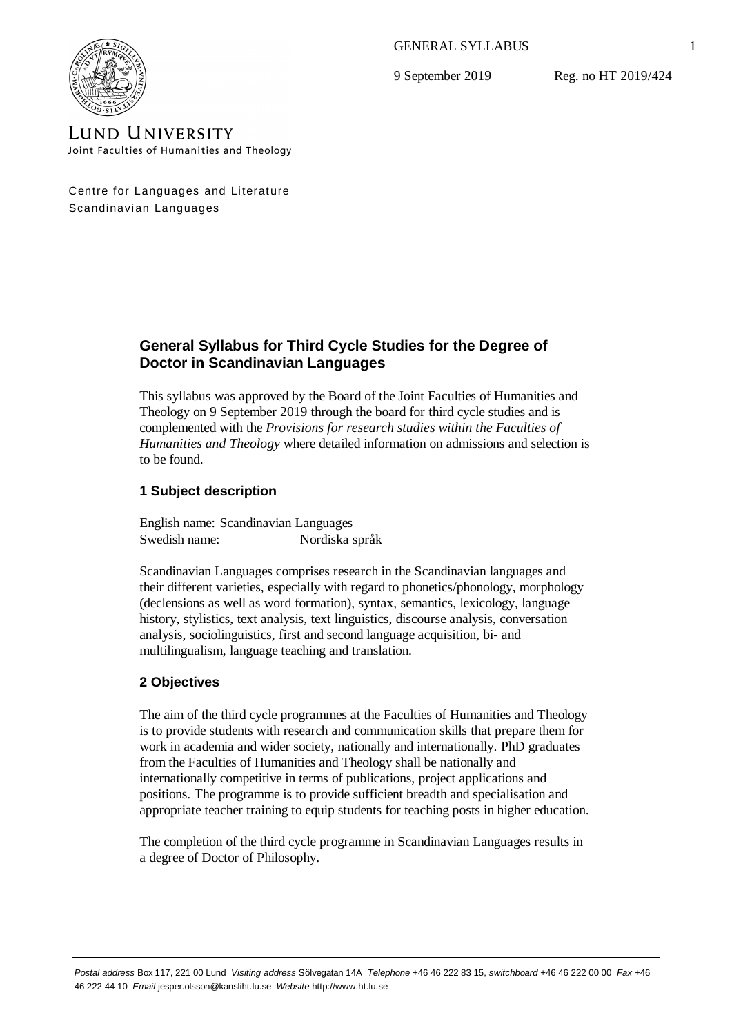GENERAL SYLLABUS

9 September 2019 Reg. no HT 2019/424

LUND UNIVERSITY
Joint Faculties of Humanities and Theology

Centre for Languages and Literature
Scandinavian Languages

## General Syllabus for Third Cycle Studies for the Degree of Doctor in Scandinavian Languages

This syllabus was approved by the Board of the Joint Faculties of Humanities and Theology on 9 September 2019 through the board for third cycle studies and is complemented with the *Provisions for research studies within the Faculties of Humanities and Theology* where detailed information on admissions and selection is to be found.

### 1 Subject description

English name: Scandinavian Languages
Swedish name: Nordiska språk

Scandinavian Languages comprises research in the Scandinavian languages and their different varieties, especially with regard to phonetics/phonology, morphology (declensions as well as word formation), syntax, semantics, lexicology, language history, stylistics, text analysis, text linguistics, discourse analysis, conversation analysis, sociolinguistics, first and second language acquisition, bi- and multilingualism, language teaching and translation.

### 2 Objectives

The aim of the third cycle programmes at the Faculties of Humanities and Theology is to provide students with research and communication skills that prepare them for work in academia and wider society, nationally and internationally. PhD graduates from the Faculties of Humanities and Theology shall be nationally and internationally competitive in terms of publications, project applications and positions. The programme is to provide sufficient breadth and specialisation and appropriate teacher training to equip students for teaching posts in higher education.

The completion of the third cycle programme in Scandinavian Languages results in a degree of Doctor of Philosophy.

*Postal address* Box 117, 221 00 Lund *Visiting address* Sölvegatan 14A *Telephone* +46 46 222 83 15, *switchboard* +46 46 222 00 00 *Fax* +46 46 222 44 10 *Email* jesper.olsson@kansliht.lu.se *Website* http://www.ht.lu.se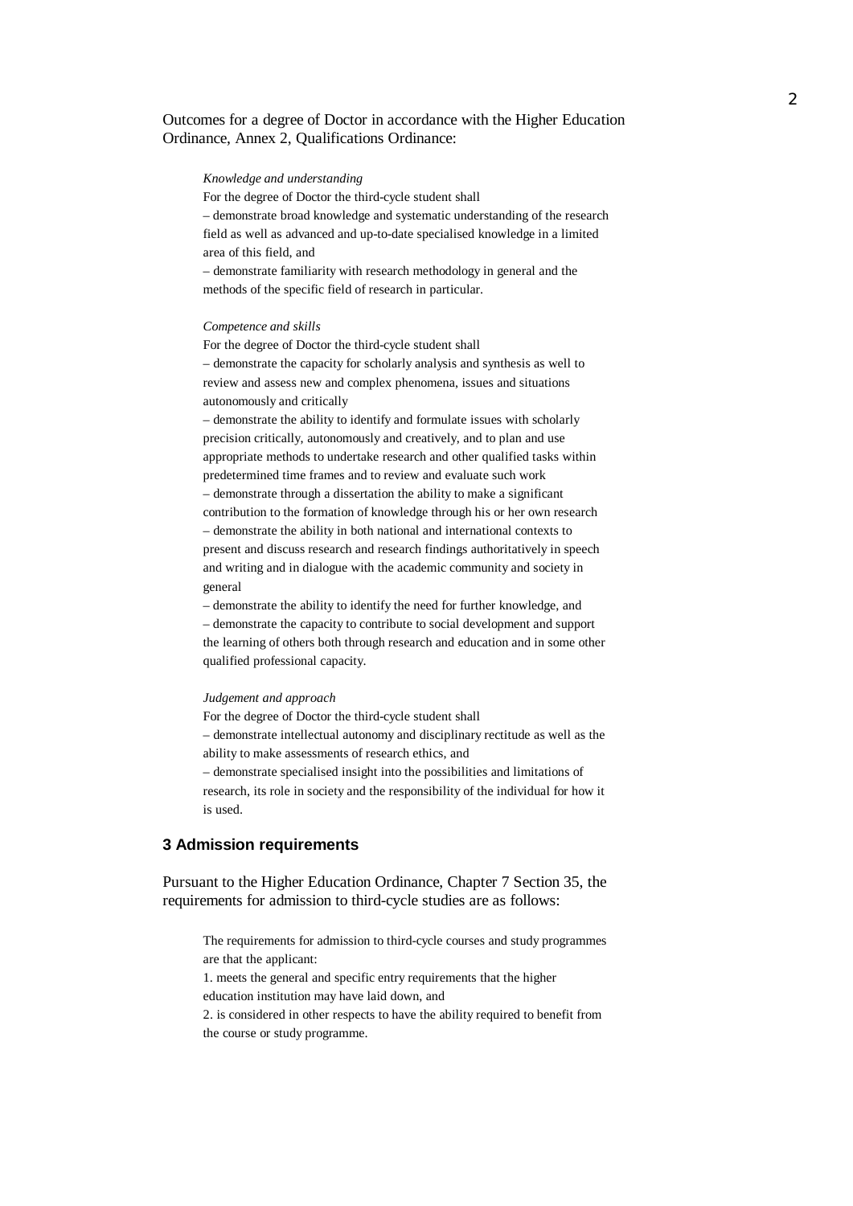Outcomes for a degree of Doctor in accordance with the Higher Education Ordinance, Annex 2, Qualifications Ordinance:

> *Knowledge and understanding*
>
> For the degree of Doctor the third-cycle student shall
>
> – demonstrate broad knowledge and systematic understanding of the research field as well as advanced and up-to-date specialised knowledge in a limited area of this field, and
>
> – demonstrate familiarity with research methodology in general and the methods of the specific field of research in particular.
>
> *Competence and skills*
>
> For the degree of Doctor the third-cycle student shall
>
> – demonstrate the capacity for scholarly analysis and synthesis as well to review and assess new and complex phenomena, issues and situations autonomously and critically
>
> – demonstrate the ability to identify and formulate issues with scholarly precision critically, autonomously and creatively, and to plan and use appropriate methods to undertake research and other qualified tasks within predetermined time frames and to review and evaluate such work
>
> – demonstrate through a dissertation the ability to make a significant contribution to the formation of knowledge through his or her own research
>
> – demonstrate the ability in both national and international contexts to present and discuss research and research findings authoritatively in speech and writing and in dialogue with the academic community and society in general
>
> – demonstrate the ability to identify the need for further knowledge, and
>
> – demonstrate the capacity to contribute to social development and support the learning of others both through research and education and in some other qualified professional capacity.
>
> *Judgement and approach*
>
> For the degree of Doctor the third-cycle student shall
>
> – demonstrate intellectual autonomy and disciplinary rectitude as well as the ability to make assessments of research ethics, and
>
> – demonstrate specialised insight into the possibilities and limitations of research, its role in society and the responsibility of the individual for how it is used.

## 3 Admission requirements

Pursuant to the Higher Education Ordinance, Chapter 7 Section 35, the requirements for admission to third-cycle studies are as follows:

> The requirements for admission to third-cycle courses and study programmes are that the applicant:
>
> 1. meets the general and specific entry requirements that the higher education institution may have laid down, and
>
> 2. is considered in other respects to have the ability required to benefit from the course or study programme.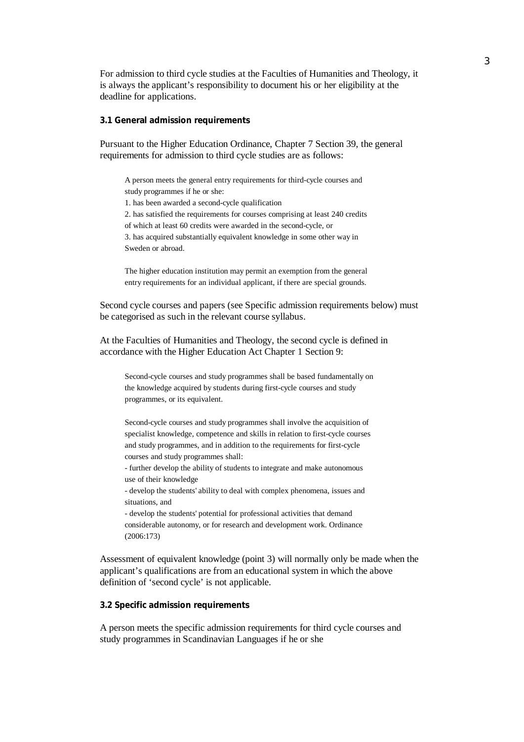For admission to third cycle studies at the Faculties of Humanities and Theology, it is always the applicant's responsibility to document his or her eligibility at the deadline for applications.

### 3.1 General admission requirements

Pursuant to the Higher Education Ordinance, Chapter 7 Section 39, the general requirements for admission to third cycle studies are as follows:

> A person meets the general entry requirements for third-cycle courses and study programmes if he or she:
> 1. has been awarded a second-cycle qualification
> 2. has satisfied the requirements for courses comprising at least 240 credits of which at least 60 credits were awarded in the second-cycle, or
> 3. has acquired substantially equivalent knowledge in some other way in Sweden or abroad.
>
> The higher education institution may permit an exemption from the general entry requirements for an individual applicant, if there are special grounds.

Second cycle courses and papers (see Specific admission requirements below) must be categorised as such in the relevant course syllabus.

At the Faculties of Humanities and Theology, the second cycle is defined in accordance with the Higher Education Act Chapter 1 Section 9:

> Second-cycle courses and study programmes shall be based fundamentally on the knowledge acquired by students during first-cycle courses and study programmes, or its equivalent.
>
> Second-cycle courses and study programmes shall involve the acquisition of specialist knowledge, competence and skills in relation to first-cycle courses and study programmes, and in addition to the requirements for first-cycle courses and study programmes shall:
> - further develop the ability of students to integrate and make autonomous use of their knowledge
> - develop the students' ability to deal with complex phenomena, issues and situations, and
> - develop the students' potential for professional activities that demand considerable autonomy, or for research and development work. Ordinance (2006:173)

Assessment of equivalent knowledge (point 3) will normally only be made when the applicant's qualifications are from an educational system in which the above definition of 'second cycle' is not applicable.

### 3.2 Specific admission requirements

A person meets the specific admission requirements for third cycle courses and study programmes in Scandinavian Languages if he or she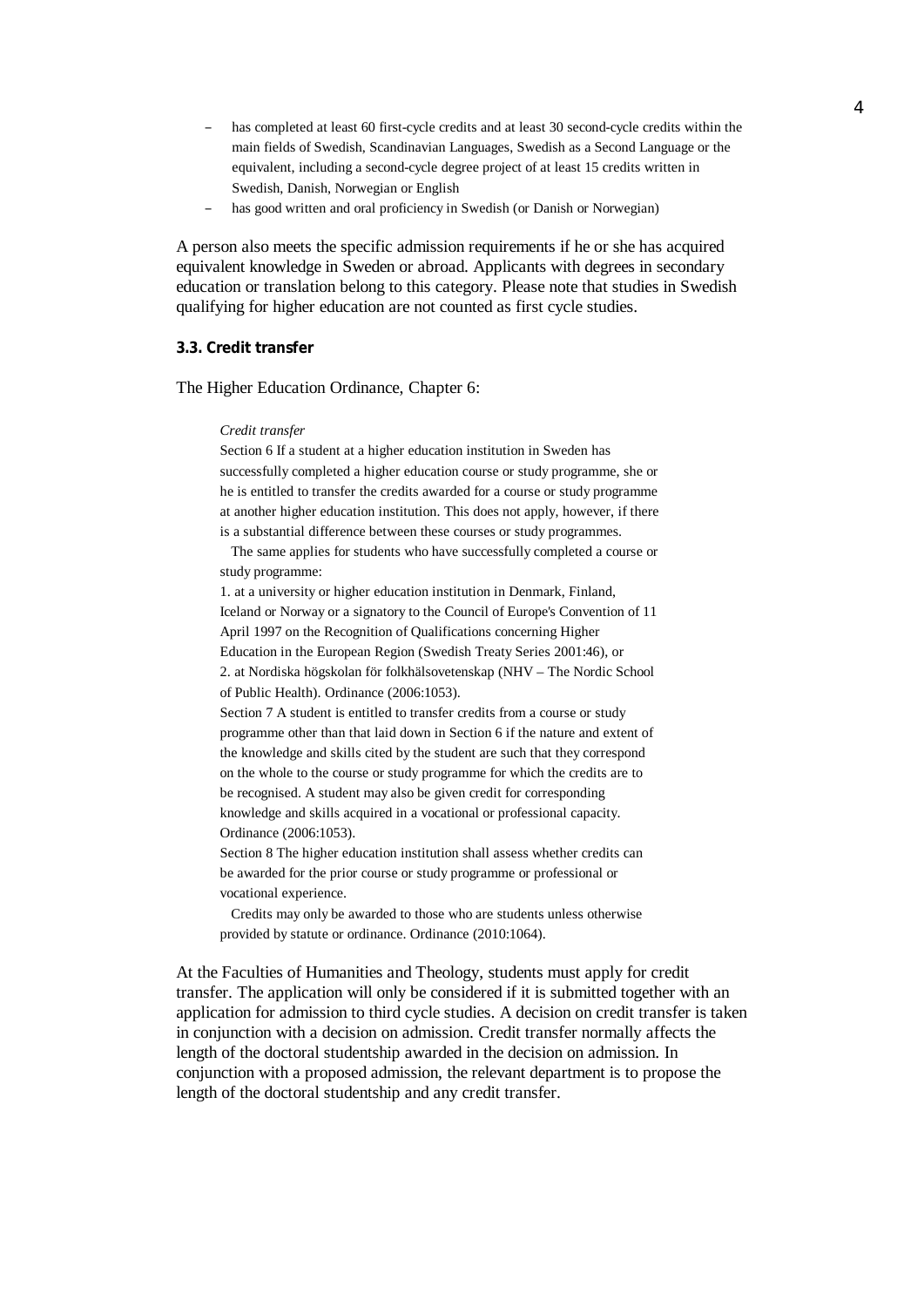- has completed at least 60 first-cycle credits and at least 30 second-cycle credits within the main fields of Swedish, Scandinavian Languages, Swedish as a Second Language or the equivalent, including a second-cycle degree project of at least 15 credits written in Swedish, Danish, Norwegian or English
- has good written and oral proficiency in Swedish (or Danish or Norwegian)

A person also meets the specific admission requirements if he or she has acquired equivalent knowledge in Sweden or abroad. Applicants with degrees in secondary education or translation belong to this category. Please note that studies in Swedish qualifying for higher education are not counted as first cycle studies.

### 3.3. Credit transfer

The Higher Education Ordinance, Chapter 6:

> *Credit transfer*
>
> Section 6 If a student at a higher education institution in Sweden has successfully completed a higher education course or study programme, she or he is entitled to transfer the credits awarded for a course or study programme at another higher education institution. This does not apply, however, if there is a substantial difference between these courses or study programmes.
>
> The same applies for students who have successfully completed a course or study programme:
>
> 1. at a university or higher education institution in Denmark, Finland, Iceland or Norway or a signatory to the Council of Europe's Convention of 11 April 1997 on the Recognition of Qualifications concerning Higher Education in the European Region (Swedish Treaty Series 2001:46), or
> 2. at Nordiska högskolan för folkhälsovetenskap (NHV – The Nordic School of Public Health). Ordinance (2006:1053).
>
> Section 7 A student is entitled to transfer credits from a course or study programme other than that laid down in Section 6 if the nature and extent of the knowledge and skills cited by the student are such that they correspond on the whole to the course or study programme for which the credits are to be recognised. A student may also be given credit for corresponding knowledge and skills acquired in a vocational or professional capacity. Ordinance (2006:1053).
>
> Section 8 The higher education institution shall assess whether credits can be awarded for the prior course or study programme or professional or vocational experience.
>
> Credits may only be awarded to those who are students unless otherwise provided by statute or ordinance. Ordinance (2010:1064).

At the Faculties of Humanities and Theology, students must apply for credit transfer. The application will only be considered if it is submitted together with an application for admission to third cycle studies. A decision on credit transfer is taken in conjunction with a decision on admission. Credit transfer normally affects the length of the doctoral studentship awarded in the decision on admission. In conjunction with a proposed admission, the relevant department is to propose the length of the doctoral studentship and any credit transfer.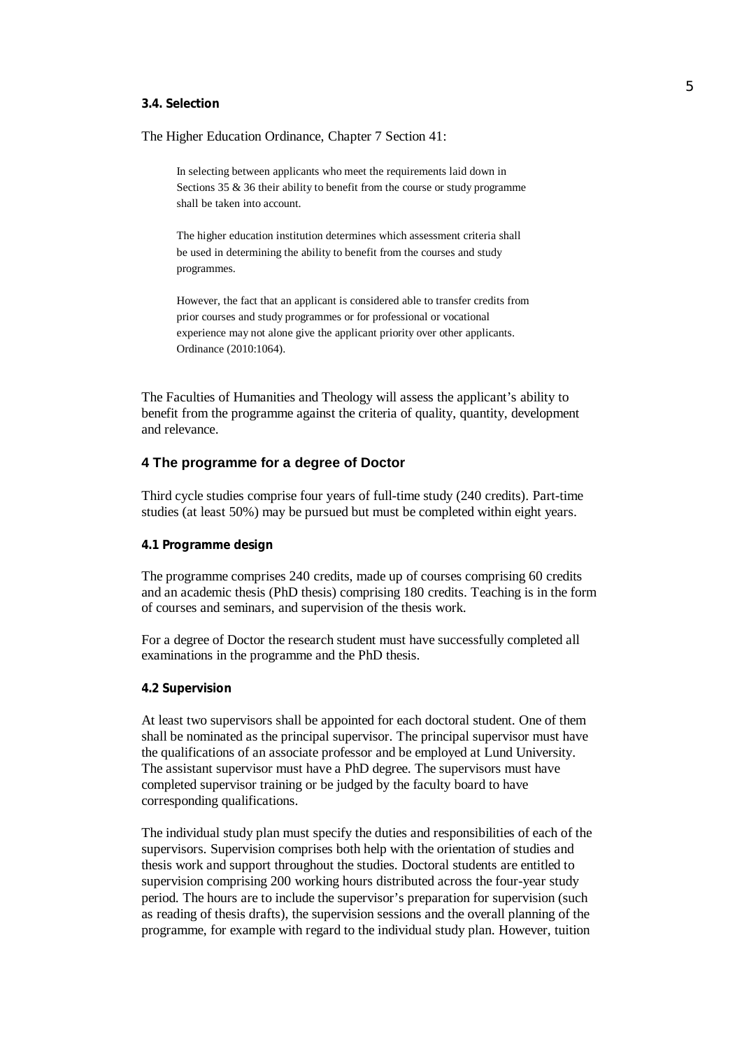### 3.4. Selection

The Higher Education Ordinance, Chapter 7 Section 41:

> In selecting between applicants who meet the requirements laid down in Sections 35 & 36 their ability to benefit from the course or study programme shall be taken into account.
>
> The higher education institution determines which assessment criteria shall be used in determining the ability to benefit from the courses and study programmes.
>
> However, the fact that an applicant is considered able to transfer credits from prior courses and study programmes or for professional or vocational experience may not alone give the applicant priority over other applicants. Ordinance (2010:1064).

The Faculties of Humanities and Theology will assess the applicant's ability to benefit from the programme against the criteria of quality, quantity, development and relevance.

## 4 The programme for a degree of Doctor

Third cycle studies comprise four years of full-time study (240 credits). Part-time studies (at least 50%) may be pursued but must be completed within eight years.

### 4.1 Programme design

The programme comprises 240 credits, made up of courses comprising 60 credits and an academic thesis (PhD thesis) comprising 180 credits. Teaching is in the form of courses and seminars, and supervision of the thesis work.

For a degree of Doctor the research student must have successfully completed all examinations in the programme and the PhD thesis.

### 4.2 Supervision

At least two supervisors shall be appointed for each doctoral student. One of them shall be nominated as the principal supervisor. The principal supervisor must have the qualifications of an associate professor and be employed at Lund University. The assistant supervisor must have a PhD degree. The supervisors must have completed supervisor training or be judged by the faculty board to have corresponding qualifications.

The individual study plan must specify the duties and responsibilities of each of the supervisors. Supervision comprises both help with the orientation of studies and thesis work and support throughout the studies. Doctoral students are entitled to supervision comprising 200 working hours distributed across the four-year study period. The hours are to include the supervisor's preparation for supervision (such as reading of thesis drafts), the supervision sessions and the overall planning of the programme, for example with regard to the individual study plan. However, tuition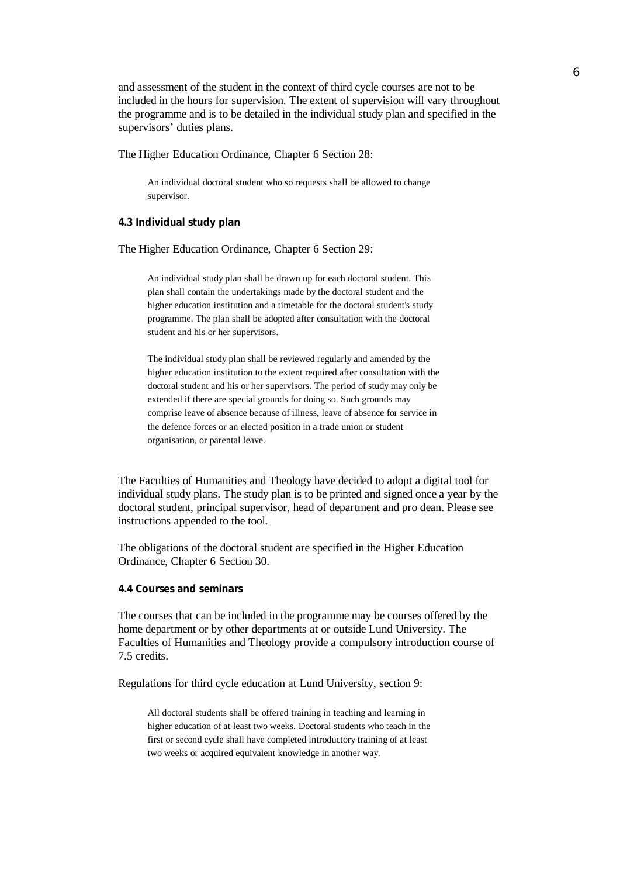and assessment of the student in the context of third cycle courses are not to be included in the hours for supervision. The extent of supervision will vary throughout the programme and is to be detailed in the individual study plan and specified in the supervisors' duties plans.

The Higher Education Ordinance, Chapter 6 Section 28:

> An individual doctoral student who so requests shall be allowed to change supervisor.

#### 4.3 Individual study plan

The Higher Education Ordinance, Chapter 6 Section 29:

> An individual study plan shall be drawn up for each doctoral student. This plan shall contain the undertakings made by the doctoral student and the higher education institution and a timetable for the doctoral student's study programme. The plan shall be adopted after consultation with the doctoral student and his or her supervisors.
>
> The individual study plan shall be reviewed regularly and amended by the higher education institution to the extent required after consultation with the doctoral student and his or her supervisors. The period of study may only be extended if there are special grounds for doing so. Such grounds may comprise leave of absence because of illness, leave of absence for service in the defence forces or an elected position in a trade union or student organisation, or parental leave.

The Faculties of Humanities and Theology have decided to adopt a digital tool for individual study plans. The study plan is to be printed and signed once a year by the doctoral student, principal supervisor, head of department and pro dean. Please see instructions appended to the tool.

The obligations of the doctoral student are specified in the Higher Education Ordinance, Chapter 6 Section 30.

#### 4.4 Courses and seminars

The courses that can be included in the programme may be courses offered by the home department or by other departments at or outside Lund University. The Faculties of Humanities and Theology provide a compulsory introduction course of 7.5 credits.

Regulations for third cycle education at Lund University, section 9:

> All doctoral students shall be offered training in teaching and learning in higher education of at least two weeks. Doctoral students who teach in the first or second cycle shall have completed introductory training of at least two weeks or acquired equivalent knowledge in another way.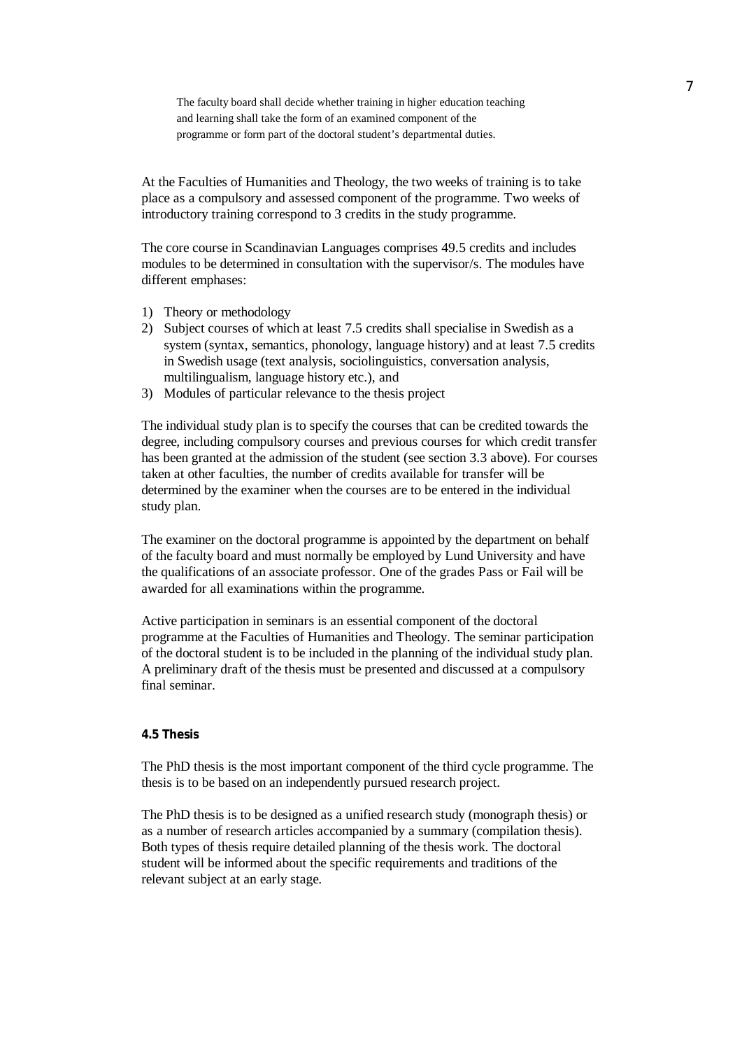> The faculty board shall decide whether training in higher education teaching and learning shall take the form of an examined component of the programme or form part of the doctoral student's departmental duties.

At the Faculties of Humanities and Theology, the two weeks of training is to take place as a compulsory and assessed component of the programme. Two weeks of introductory training correspond to 3 credits in the study programme.

The core course in Scandinavian Languages comprises 49.5 credits and includes modules to be determined in consultation with the supervisor/s. The modules have different emphases:

1) Theory or methodology
2) Subject courses of which at least 7.5 credits shall specialise in Swedish as a system (syntax, semantics, phonology, language history) and at least 7.5 credits in Swedish usage (text analysis, sociolinguistics, conversation analysis, multilingualism, language history etc.), and
3) Modules of particular relevance to the thesis project

The individual study plan is to specify the courses that can be credited towards the degree, including compulsory courses and previous courses for which credit transfer has been granted at the admission of the student (see section 3.3 above). For courses taken at other faculties, the number of credits available for transfer will be determined by the examiner when the courses are to be entered in the individual study plan.

The examiner on the doctoral programme is appointed by the department on behalf of the faculty board and must normally be employed by Lund University and have the qualifications of an associate professor. One of the grades Pass or Fail will be awarded for all examinations within the programme.

Active participation in seminars is an essential component of the doctoral programme at the Faculties of Humanities and Theology. The seminar participation of the doctoral student is to be included in the planning of the individual study plan. A preliminary draft of the thesis must be presented and discussed at a compulsory final seminar.

### 4.5 Thesis

The PhD thesis is the most important component of the third cycle programme. The thesis is to be based on an independently pursued research project.

The PhD thesis is to be designed as a unified research study (monograph thesis) or as a number of research articles accompanied by a summary (compilation thesis). Both types of thesis require detailed planning of the thesis work. The doctoral student will be informed about the specific requirements and traditions of the relevant subject at an early stage.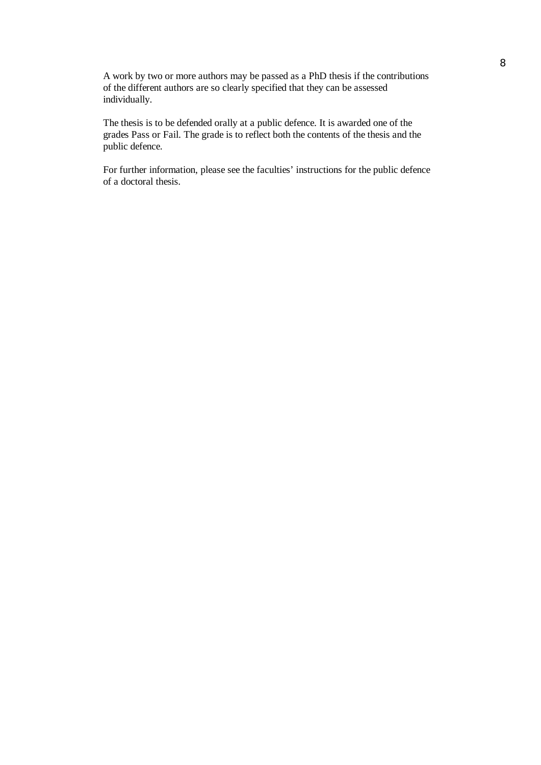A work by two or more authors may be passed as a PhD thesis if the contributions of the different authors are so clearly specified that they can be assessed individually.

The thesis is to be defended orally at a public defence. It is awarded one of the grades Pass or Fail. The grade is to reflect both the contents of the thesis and the public defence.

For further information, please see the faculties' instructions for the public defence of a doctoral thesis.